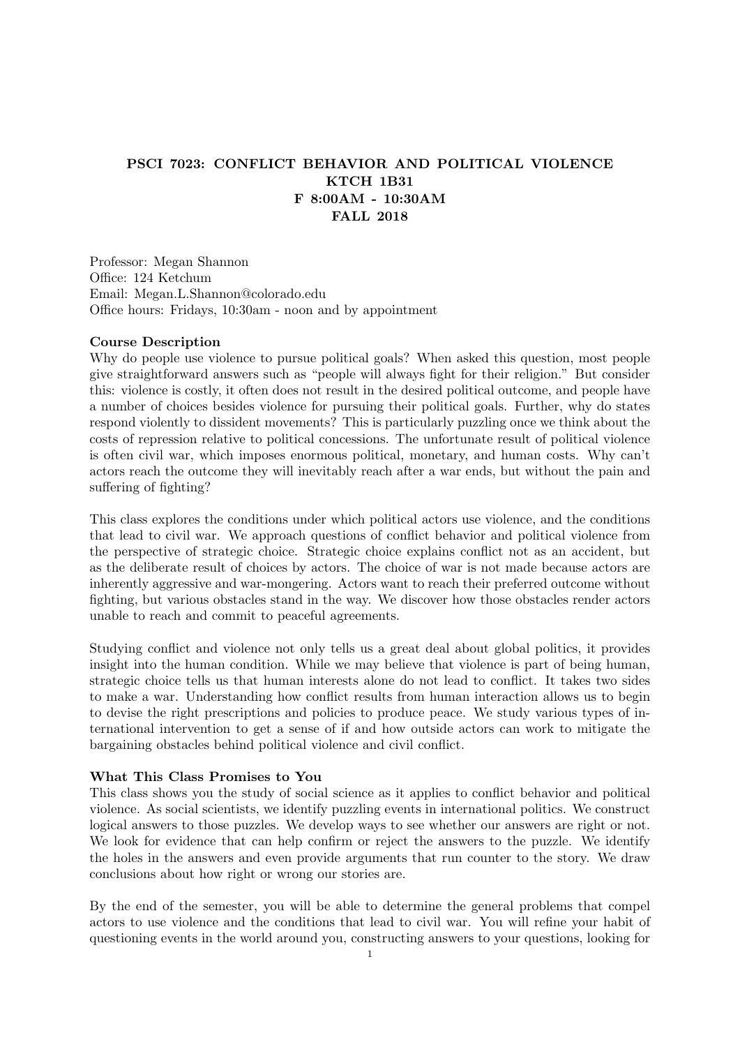# PSCI 7023: CONFLICT BEHAVIOR AND POLITICAL VIOLENCE
## KTCH 1B31
## F 8:00AM - 10:30AM
## FALL 2018

Professor: Megan Shannon
Office: 124 Ketchum
Email: Megan.L.Shannon@colorado.edu
Office hours: Fridays, 10:30am - noon and by appointment

**Course Description**

Why do people use violence to pursue political goals? When asked this question, most people give straightforward answers such as "people will always fight for their religion." But consider this: violence is costly, it often does not result in the desired political outcome, and people have a number of choices besides violence for pursuing their political goals. Further, why do states respond violently to dissident movements? This is particularly puzzling once we think about the costs of repression relative to political concessions. The unfortunate result of political violence is often civil war, which imposes enormous political, monetary, and human costs. Why can't actors reach the outcome they will inevitably reach after a war ends, but without the pain and suffering of fighting?

This class explores the conditions under which political actors use violence, and the conditions that lead to civil war. We approach questions of conflict behavior and political violence from the perspective of strategic choice. Strategic choice explains conflict not as an accident, but as the deliberate result of choices by actors. The choice of war is not made because actors are inherently aggressive and war-mongering. Actors want to reach their preferred outcome without fighting, but various obstacles stand in the way. We discover how those obstacles render actors unable to reach and commit to peaceful agreements.

Studying conflict and violence not only tells us a great deal about global politics, it provides insight into the human condition. While we may believe that violence is part of being human, strategic choice tells us that human interests alone do not lead to conflict. It takes two sides to make a war. Understanding how conflict results from human interaction allows us to begin to devise the right prescriptions and policies to produce peace. We study various types of international intervention to get a sense of if and how outside actors can work to mitigate the bargaining obstacles behind political violence and civil conflict.

**What This Class Promises to You**

This class shows you the study of social science as it applies to conflict behavior and political violence. As social scientists, we identify puzzling events in international politics. We construct logical answers to those puzzles. We develop ways to see whether our answers are right or not. We look for evidence that can help confirm or reject the answers to the puzzle. We identify the holes in the answers and even provide arguments that run counter to the story. We draw conclusions about how right or wrong our stories are.

By the end of the semester, you will be able to determine the general problems that compel actors to use violence and the conditions that lead to civil war. You will refine your habit of questioning events in the world around you, constructing answers to your questions, looking for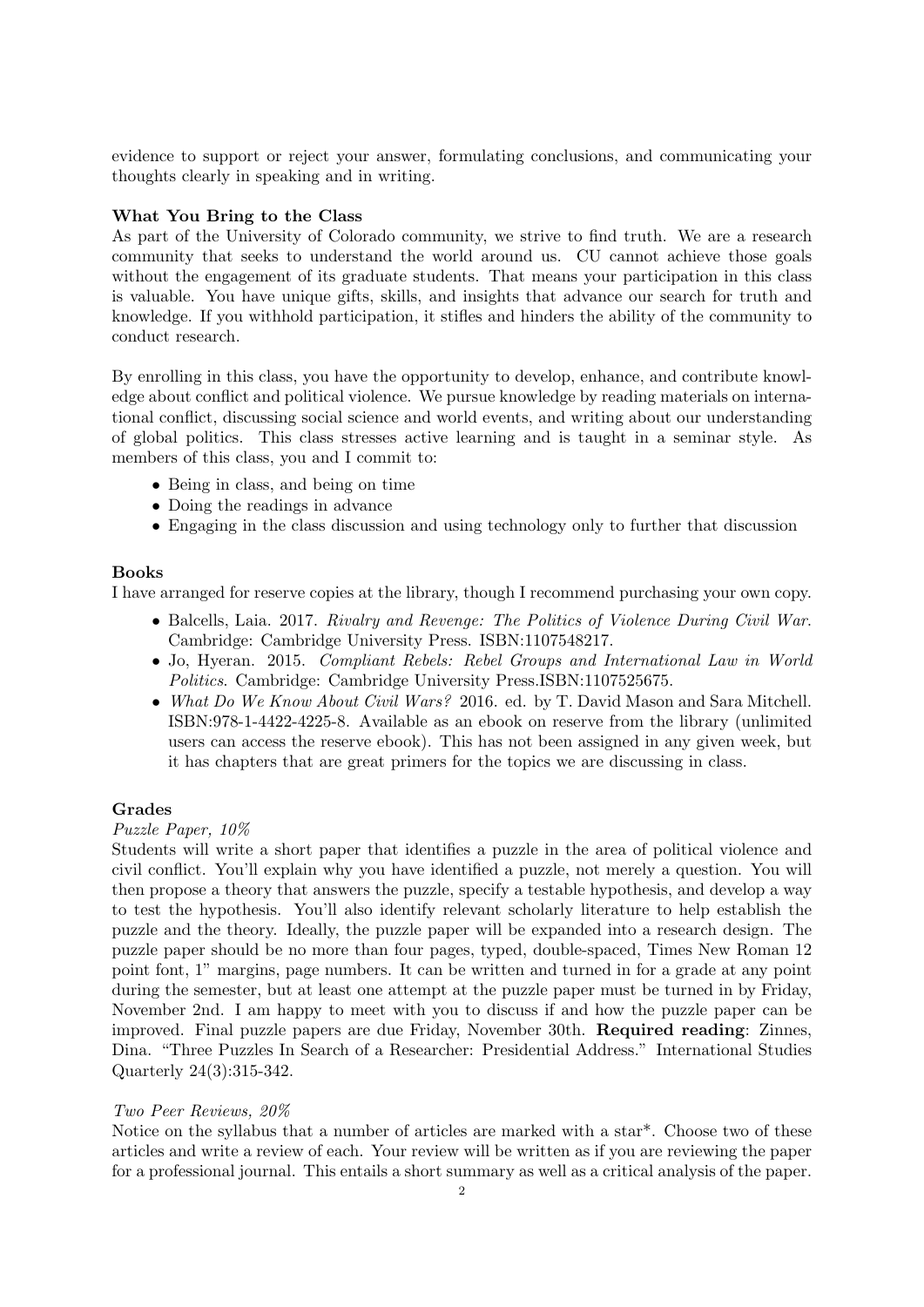evidence to support or reject your answer, formulating conclusions, and communicating your thoughts clearly in speaking and in writing.

**What You Bring to the Class**

As part of the University of Colorado community, we strive to find truth. We are a research community that seeks to understand the world around us. CU cannot achieve those goals without the engagement of its graduate students. That means your participation in this class is valuable. You have unique gifts, skills, and insights that advance our search for truth and knowledge. If you withhold participation, it stifles and hinders the ability of the community to conduct research.

By enrolling in this class, you have the opportunity to develop, enhance, and contribute knowledge about conflict and political violence. We pursue knowledge by reading materials on international conflict, discussing social science and world events, and writing about our understanding of global politics. This class stresses active learning and is taught in a seminar style. As members of this class, you and I commit to:

- Being in class, and being on time
- Doing the readings in advance
- Engaging in the class discussion and using technology only to further that discussion

**Books**

I have arranged for reserve copies at the library, though I recommend purchasing your own copy.

- Balcells, Laia. 2017. *Rivalry and Revenge: The Politics of Violence During Civil War.* Cambridge: Cambridge University Press. ISBN:1107548217.
- Jo, Hyeran. 2015. *Compliant Rebels: Rebel Groups and International Law in World Politics.* Cambridge: Cambridge University Press.ISBN:1107525675.
- *What Do We Know About Civil Wars?* 2016. ed. by T. David Mason and Sara Mitchell. ISBN:978-1-4422-4225-8. Available as an ebook on reserve from the library (unlimited users can access the reserve ebook). This has not been assigned in any given week, but it has chapters that are great primers for the topics we are discussing in class.

**Grades**

*Puzzle Paper, 10%*

Students will write a short paper that identifies a puzzle in the area of political violence and civil conflict. You'll explain why you have identified a puzzle, not merely a question. You will then propose a theory that answers the puzzle, specify a testable hypothesis, and develop a way to test the hypothesis. You'll also identify relevant scholarly literature to help establish the puzzle and the theory. Ideally, the puzzle paper will be expanded into a research design. The puzzle paper should be no more than four pages, typed, double-spaced, Times New Roman 12 point font, 1" margins, page numbers. It can be written and turned in for a grade at any point during the semester, but at least one attempt at the puzzle paper must be turned in by Friday, November 2nd. I am happy to meet with you to discuss if and how the puzzle paper can be improved. Final puzzle papers are due Friday, November 30th. **Required reading**: Zinnes, Dina. "Three Puzzles In Search of a Researcher: Presidential Address." International Studies Quarterly 24(3):315-342.

*Two Peer Reviews, 20%*

Notice on the syllabus that a number of articles are marked with a star*. Choose two of these articles and write a review of each. Your review will be written as if you are reviewing the paper for a professional journal. This entails a short summary as well as a critical analysis of the paper.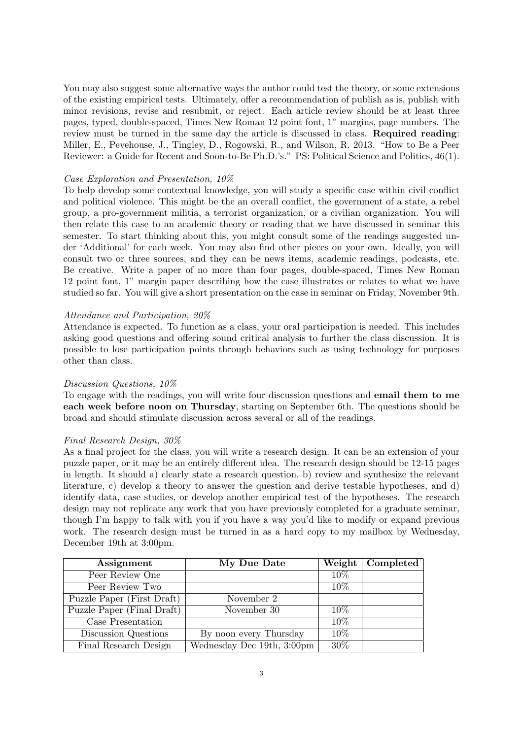You may also suggest some alternative ways the author could test the theory, or some extensions of the existing empirical tests. Ultimately, offer a recommendation of publish as is, publish with minor revisions, revise and resubmit, or reject. Each article review should be at least three pages, typed, double-spaced, Times New Roman 12 point font, 1" margins, page numbers. The review must be turned in the same day the article is discussed in class. **Required reading**: Miller, E., Pevehouse, J., Tingley, D., Rogowski, R., and Wilson, R. 2013. "How to Be a Peer Reviewer: a Guide for Recent and Soon-to-Be Ph.D.'s." PS: Political Science and Politics, 46(1).

*Case Exploration and Presentation, 10%*

To help develop some contextual knowledge, you will study a specific case within civil conflict and political violence. This might be the an overall conflict, the government of a state, a rebel group, a pro-government militia, a terrorist organization, or a civilian organization. You will then relate this case to an academic theory or reading that we have discussed in seminar this semester. To start thinking about this, you might consult some of the readings suggested under 'Additional' for each week. You may also find other pieces on your own. Ideally, you will consult two or three sources, and they can be news items, academic readings, podcasts, etc. Be creative. Write a paper of no more than four pages, double-spaced, Times New Roman 12 point font, 1" margin paper describing how the case illustrates or relates to what we have studied so far. You will give a short presentation on the case in seminar on Friday, November 9th.

*Attendance and Participation, 20%*

Attendance is expected. To function as a class, your oral participation is needed. This includes asking good questions and offering sound critical analysis to further the class discussion. It is possible to lose participation points through behaviors such as using technology for purposes other than class.

*Discussion Questions, 10%*

To engage with the readings, you will write four discussion questions and **email them to me each week before noon on Thursday**, starting on September 6th. The questions should be broad and should stimulate discussion across several or all of the readings.

*Final Research Design, 30%*

As a final project for the class, you will write a research design. It can be an extension of your puzzle paper, or it may be an entirely different idea. The research design should be 12-15 pages in length. It should a) clearly state a research question, b) review and synthesize the relevant literature, c) develop a theory to answer the question and derive testable hypotheses, and d) identify data, case studies, or develop another empirical test of the hypotheses. The research design may not replicate any work that you have previously completed for a graduate seminar, though I'm happy to talk with you if you have a way you'd like to modify or expand previous work. The research design must be turned in as a hard copy to my mailbox by Wednesday, December 19th at 3:00pm.

| Assignment | My Due Date | Weight | Completed |
|---|---|---|---|
| Peer Review One | | 10% | |
| Peer Review Two | | 10% | |
| Puzzle Paper (First Draft) | November 2 | | |
| Puzzle Paper (Final Draft) | November 30 | 10% | |
| Case Presentation | | 10% | |
| Discussion Questions | By noon every Thursday | 10% | |
| Final Research Design | Wednesday Dec 19th, 3:00pm | 30% | |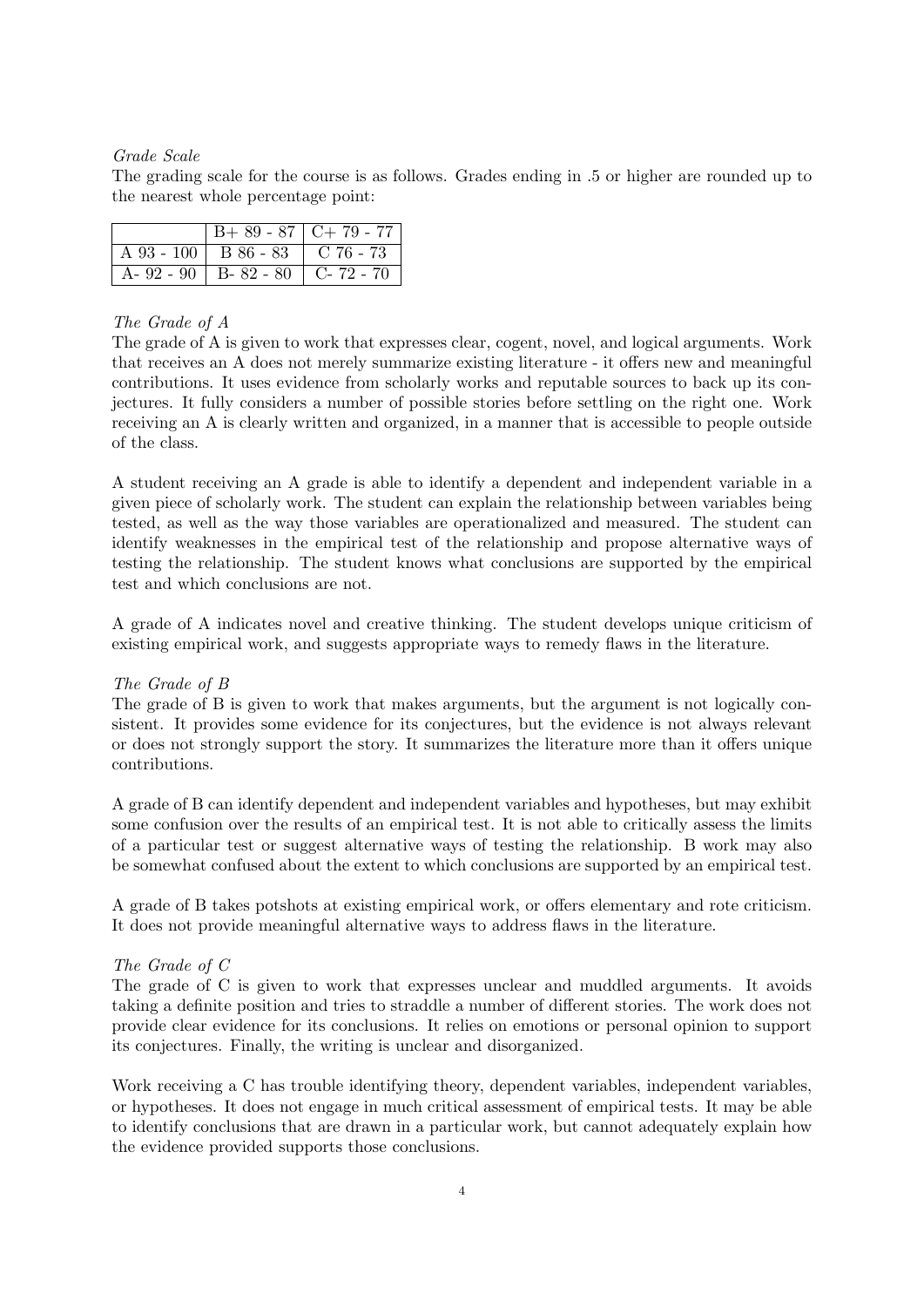*Grade Scale*

The grading scale for the course is as follows. Grades ending in .5 or higher are rounded up to the nearest whole percentage point:

| | | |
|---|---|---|
| | B+ 89 - 87 | C+ 79 - 77 |
| A 93 - 100 | B 86 - 83 | C 76 - 73 |
| A- 92 - 90 | B- 82 - 80 | C- 72 - 70 |

*The Grade of A*

The grade of A is given to work that expresses clear, cogent, novel, and logical arguments. Work that receives an A does not merely summarize existing literature - it offers new and meaningful contributions. It uses evidence from scholarly works and reputable sources to back up its conjectures. It fully considers a number of possible stories before settling on the right one. Work receiving an A is clearly written and organized, in a manner that is accessible to people outside of the class.

A student receiving an A grade is able to identify a dependent and independent variable in a given piece of scholarly work. The student can explain the relationship between variables being tested, as well as the way those variables are operationalized and measured. The student can identify weaknesses in the empirical test of the relationship and propose alternative ways of testing the relationship. The student knows what conclusions are supported by the empirical test and which conclusions are not.

A grade of A indicates novel and creative thinking. The student develops unique criticism of existing empirical work, and suggests appropriate ways to remedy flaws in the literature.

*The Grade of B*

The grade of B is given to work that makes arguments, but the argument is not logically consistent. It provides some evidence for its conjectures, but the evidence is not always relevant or does not strongly support the story. It summarizes the literature more than it offers unique contributions.

A grade of B can identify dependent and independent variables and hypotheses, but may exhibit some confusion over the results of an empirical test. It is not able to critically assess the limits of a particular test or suggest alternative ways of testing the relationship. B work may also be somewhat confused about the extent to which conclusions are supported by an empirical test.

A grade of B takes potshots at existing empirical work, or offers elementary and rote criticism. It does not provide meaningful alternative ways to address flaws in the literature.

*The Grade of C*

The grade of C is given to work that expresses unclear and muddled arguments. It avoids taking a definite position and tries to straddle a number of different stories. The work does not provide clear evidence for its conclusions. It relies on emotions or personal opinion to support its conjectures. Finally, the writing is unclear and disorganized.

Work receiving a C has trouble identifying theory, dependent variables, independent variables, or hypotheses. It does not engage in much critical assessment of empirical tests. It may be able to identify conclusions that are drawn in a particular work, but cannot adequately explain how the evidence provided supports those conclusions.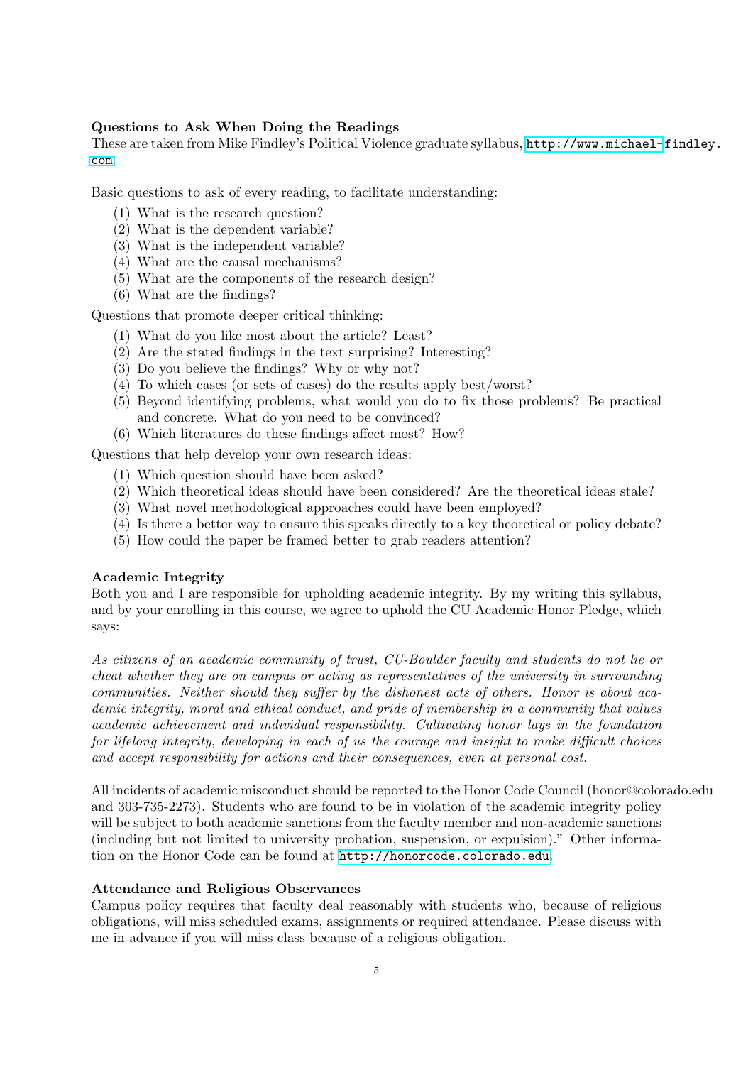**Questions to Ask When Doing the Readings**

These are taken from Mike Findley's Political Violence graduate syllabus, http://www.michael-findley.com

Basic questions to ask of every reading, to facilitate understanding:

(1) What is the research question?
(2) What is the dependent variable?
(3) What is the independent variable?
(4) What are the causal mechanisms?
(5) What are the components of the research design?
(6) What are the findings?

Questions that promote deeper critical thinking:

(1) What do you like most about the article? Least?
(2) Are the stated findings in the text surprising? Interesting?
(3) Do you believe the findings? Why or why not?
(4) To which cases (or sets of cases) do the results apply best/worst?
(5) Beyond identifying problems, what would you do to fix those problems? Be practical and concrete. What do you need to be convinced?
(6) Which literatures do these findings affect most? How?

Questions that help develop your own research ideas:

(1) Which question should have been asked?
(2) Which theoretical ideas should have been considered? Are the theoretical ideas stale?
(3) What novel methodological approaches could have been employed?
(4) Is there a better way to ensure this speaks directly to a key theoretical or policy debate?
(5) How could the paper be framed better to grab readers attention?

**Academic Integrity**

Both you and I are responsible for upholding academic integrity. By my writing this syllabus, and by your enrolling in this course, we agree to uphold the CU Academic Honor Pledge, which says:

*As citizens of an academic community of trust, CU-Boulder faculty and students do not lie or cheat whether they are on campus or acting as representatives of the university in surrounding communities. Neither should they suffer by the dishonest acts of others. Honor is about academic integrity, moral and ethical conduct, and pride of membership in a community that values academic achievement and individual responsibility. Cultivating honor lays in the foundation for lifelong integrity, developing in each of us the courage and insight to make difficult choices and accept responsibility for actions and their consequences, even at personal cost.*

All incidents of academic misconduct should be reported to the Honor Code Council (honor@colorado.edu and 303-735-2273). Students who are found to be in violation of the academic integrity policy will be subject to both academic sanctions from the faculty member and non-academic sanctions (including but not limited to university probation, suspension, or expulsion)." Other information on the Honor Code can be found at http://honorcode.colorado.edu.

**Attendance and Religious Observances**

Campus policy requires that faculty deal reasonably with students who, because of religious obligations, will miss scheduled exams, assignments or required attendance. Please discuss with me in advance if you will miss class because of a religious obligation.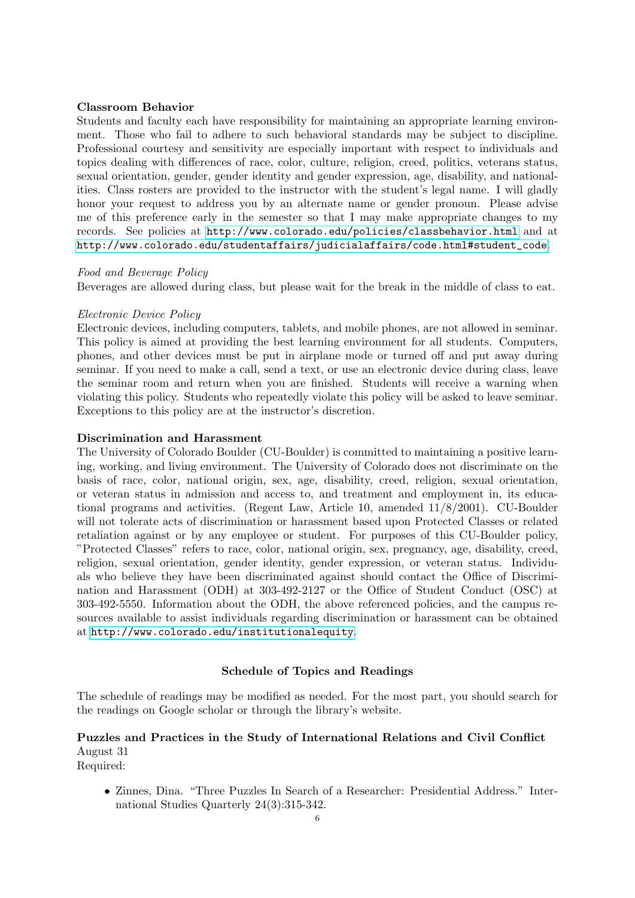**Classroom Behavior**

Students and faculty each have responsibility for maintaining an appropriate learning environment. Those who fail to adhere to such behavioral standards may be subject to discipline. Professional courtesy and sensitivity are especially important with respect to individuals and topics dealing with differences of race, color, culture, religion, creed, politics, veterans status, sexual orientation, gender, gender identity and gender expression, age, disability, and nationalities. Class rosters are provided to the instructor with the student's legal name. I will gladly honor your request to address you by an alternate name or gender pronoun. Please advise me of this preference early in the semester so that I may make appropriate changes to my records. See policies at http://www.colorado.edu/policies/classbehavior.html and at http://www.colorado.edu/studentaffairs/judicialaffairs/code.html#student_code.

*Food and Beverage Policy*

Beverages are allowed during class, but please wait for the break in the middle of class to eat.

*Electronic Device Policy*

Electronic devices, including computers, tablets, and mobile phones, are not allowed in seminar. This policy is aimed at providing the best learning environment for all students. Computers, phones, and other devices must be put in airplane mode or turned off and put away during seminar. If you need to make a call, send a text, or use an electronic device during class, leave the seminar room and return when you are finished. Students will receive a warning when violating this policy. Students who repeatedly violate this policy will be asked to leave seminar. Exceptions to this policy are at the instructor's discretion.

**Discrimination and Harassment**

The University of Colorado Boulder (CU-Boulder) is committed to maintaining a positive learning, working, and living environment. The University of Colorado does not discriminate on the basis of race, color, national origin, sex, age, disability, creed, religion, sexual orientation, or veteran status in admission and access to, and treatment and employment in, its educational programs and activities. (Regent Law, Article 10, amended 11/8/2001). CU-Boulder will not tolerate acts of discrimination or harassment based upon Protected Classes or related retaliation against or by any employee or student. For purposes of this CU-Boulder policy, "Protected Classes" refers to race, color, national origin, sex, pregnancy, age, disability, creed, religion, sexual orientation, gender identity, gender expression, or veteran status. Individuals who believe they have been discriminated against should contact the Office of Discrimination and Harassment (ODH) at 303-492-2127 or the Office of Student Conduct (OSC) at 303-492-5550. Information about the ODH, the above referenced policies, and the campus resources available to assist individuals regarding discrimination or harassment can be obtained at http://www.colorado.edu/institutionalequity.

## Schedule of Topics and Readings

The schedule of readings may be modified as needed. For the most part, you should search for the readings on Google scholar or through the library's website.

**Puzzles and Practices in the Study of International Relations and Civil Conflict**
August 31
Required:

- Zinnes, Dina. "Three Puzzles In Search of a Researcher: Presidential Address." International Studies Quarterly 24(3):315-342.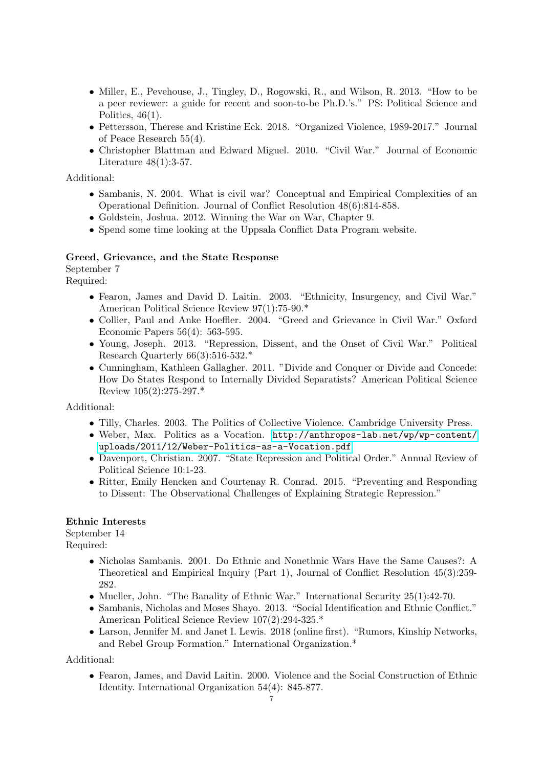- Miller, E., Pevehouse, J., Tingley, D., Rogowski, R., and Wilson, R. 2013. "How to be a peer reviewer: a guide for recent and soon-to-be Ph.D.'s." PS: Political Science and Politics, 46(1).
- Pettersson, Therese and Kristine Eck. 2018. "Organized Violence, 1989-2017." Journal of Peace Research 55(4).
- Christopher Blattman and Edward Miguel. 2010. "Civil War." Journal of Economic Literature 48(1):3-57.

Additional:

- Sambanis, N. 2004. What is civil war? Conceptual and Empirical Complexities of an Operational Definition. Journal of Conflict Resolution 48(6):814-858.
- Goldstein, Joshua. 2012. Winning the War on War, Chapter 9.
- Spend some time looking at the Uppsala Conflict Data Program website.

**Greed, Grievance, and the State Response**

September 7

Required:

- Fearon, James and David D. Laitin. 2003. "Ethnicity, Insurgency, and Civil War." American Political Science Review 97(1):75-90.*
- Collier, Paul and Anke Hoeffler. 2004. "Greed and Grievance in Civil War." Oxford Economic Papers 56(4): 563-595.
- Young, Joseph. 2013. "Repression, Dissent, and the Onset of Civil War." Political Research Quarterly 66(3):516-532.*
- Cunningham, Kathleen Gallagher. 2011. "Divide and Conquer or Divide and Concede: How Do States Respond to Internally Divided Separatists? American Political Science Review 105(2):275-297.*

Additional:

- Tilly, Charles. 2003. The Politics of Collective Violence. Cambridge University Press.
- Weber, Max. Politics as a Vocation. `http://anthropos-lab.net/wp/wp-content/uploads/2011/12/Weber-Politics-as-a-Vocation.pdf`
- Davenport, Christian. 2007. "State Repression and Political Order." Annual Review of Political Science 10:1-23.
- Ritter, Emily Hencken and Courtenay R. Conrad. 2015. "Preventing and Responding to Dissent: The Observational Challenges of Explaining Strategic Repression."

**Ethnic Interests**

September 14

Required:

- Nicholas Sambanis. 2001. Do Ethnic and Nonethnic Wars Have the Same Causes?: A Theoretical and Empirical Inquiry (Part 1), Journal of Conflict Resolution 45(3):259-282.
- Mueller, John. "The Banality of Ethnic War." International Security 25(1):42-70.
- Sambanis, Nicholas and Moses Shayo. 2013. "Social Identification and Ethnic Conflict." American Political Science Review 107(2):294-325.*
- Larson, Jennifer M. and Janet I. Lewis. 2018 (online first). "Rumors, Kinship Networks, and Rebel Group Formation." International Organization.*

Additional:

- Fearon, James, and David Laitin. 2000. Violence and the Social Construction of Ethnic Identity. International Organization 54(4): 845-877.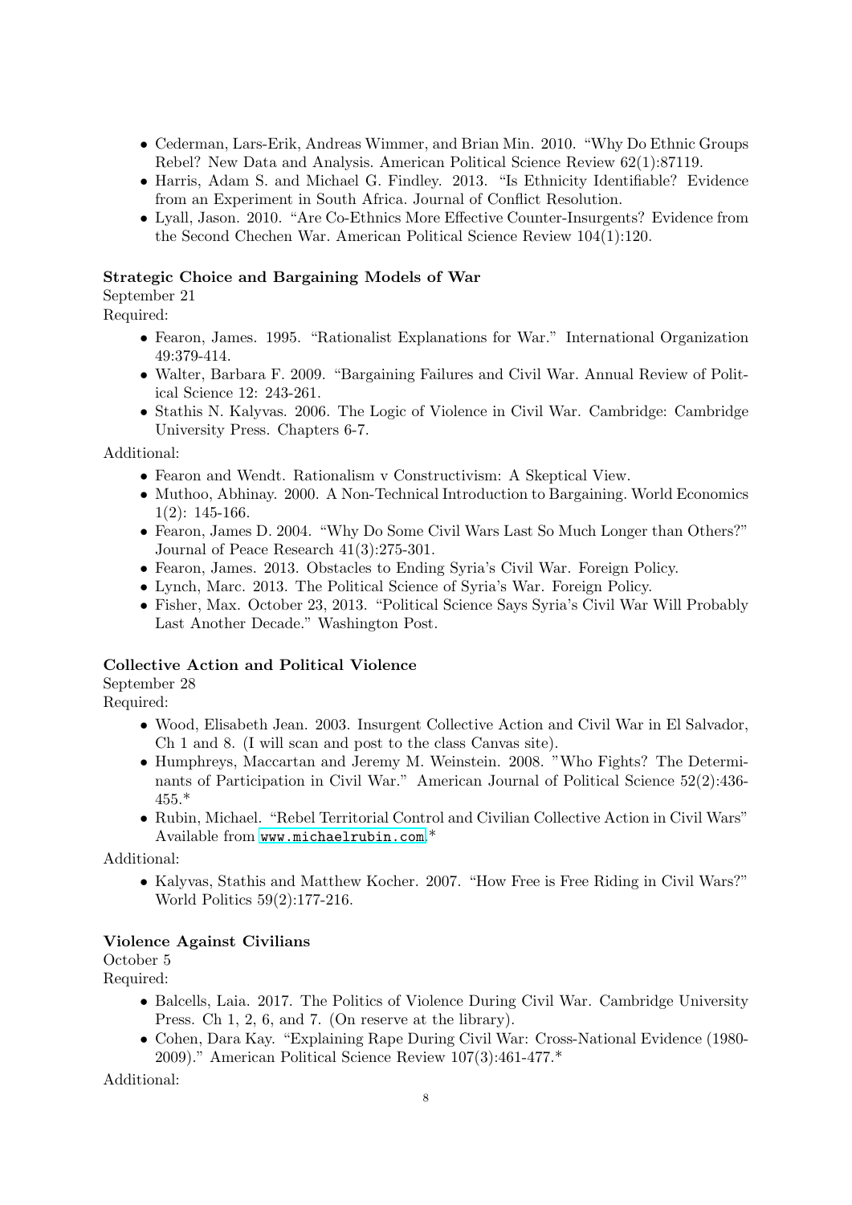- Cederman, Lars-Erik, Andreas Wimmer, and Brian Min. 2010. "Why Do Ethnic Groups Rebel? New Data and Analysis. American Political Science Review 62(1):87119.
- Harris, Adam S. and Michael G. Findley. 2013. "Is Ethnicity Identifiable? Evidence from an Experiment in South Africa. Journal of Conflict Resolution.
- Lyall, Jason. 2010. "Are Co-Ethnics More Effective Counter-Insurgents? Evidence from the Second Chechen War. American Political Science Review 104(1):120.

**Strategic Choice and Bargaining Models of War**

September 21

Required:

- Fearon, James. 1995. "Rationalist Explanations for War." International Organization 49:379-414.
- Walter, Barbara F. 2009. "Bargaining Failures and Civil War. Annual Review of Political Science 12: 243-261.
- Stathis N. Kalyvas. 2006. The Logic of Violence in Civil War. Cambridge: Cambridge University Press. Chapters 6-7.

Additional:

- Fearon and Wendt. Rationalism v Constructivism: A Skeptical View.
- Muthoo, Abhinay. 2000. A Non-Technical Introduction to Bargaining. World Economics 1(2): 145-166.
- Fearon, James D. 2004. "Why Do Some Civil Wars Last So Much Longer than Others?" Journal of Peace Research 41(3):275-301.
- Fearon, James. 2013. Obstacles to Ending Syria's Civil War. Foreign Policy.
- Lynch, Marc. 2013. The Political Science of Syria's War. Foreign Policy.
- Fisher, Max. October 23, 2013. "Political Science Says Syria's Civil War Will Probably Last Another Decade." Washington Post.

**Collective Action and Political Violence**

September 28

Required:

- Wood, Elisabeth Jean. 2003. Insurgent Collective Action and Civil War in El Salvador, Ch 1 and 8. (I will scan and post to the class Canvas site).
- Humphreys, Maccartan and Jeremy M. Weinstein. 2008. "Who Fights? The Determinants of Participation in Civil War." American Journal of Political Science 52(2):436-455.*
- Rubin, Michael. "Rebel Territorial Control and Civilian Collective Action in Civil Wars" Available from www.michaelrubin.com.*

Additional:

- Kalyvas, Stathis and Matthew Kocher. 2007. "How Free is Free Riding in Civil Wars?" World Politics 59(2):177-216.

**Violence Against Civilians**

October 5

Required:

- Balcells, Laia. 2017. The Politics of Violence During Civil War. Cambridge University Press. Ch 1, 2, 6, and 7. (On reserve at the library).
- Cohen, Dara Kay. "Explaining Rape During Civil War: Cross-National Evidence (1980-2009)." American Political Science Review 107(3):461-477.*

Additional: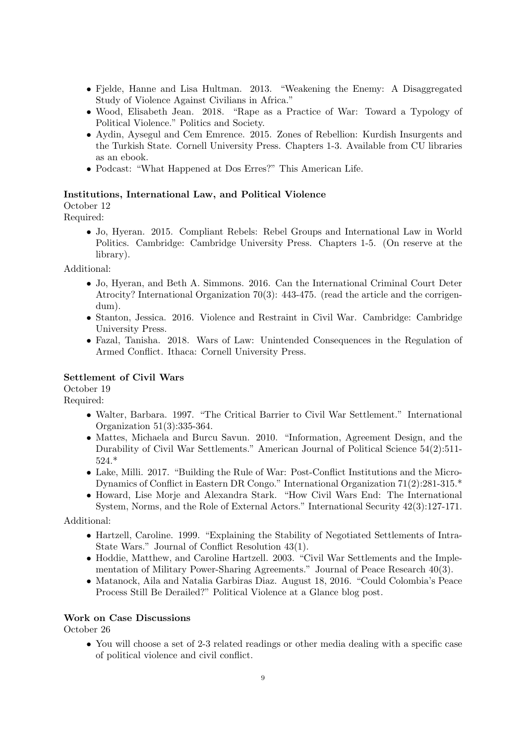- Fjelde, Hanne and Lisa Hultman. 2013. "Weakening the Enemy: A Disaggregated Study of Violence Against Civilians in Africa."
- Wood, Elisabeth Jean. 2018. "Rape as a Practice of War: Toward a Typology of Political Violence." Politics and Society.
- Aydin, Aysegul and Cem Emrence. 2015. Zones of Rebellion: Kurdish Insurgents and the Turkish State. Cornell University Press. Chapters 1-3. Available from CU libraries as an ebook.
- Podcast: "What Happened at Dos Erres?" This American Life.

**Institutions, International Law, and Political Violence**

October 12

Required:

- Jo, Hyeran. 2015. Compliant Rebels: Rebel Groups and International Law in World Politics. Cambridge: Cambridge University Press. Chapters 1-5. (On reserve at the library).

Additional:

- Jo, Hyeran, and Beth A. Simmons. 2016. Can the International Criminal Court Deter Atrocity? International Organization 70(3): 443-475. (read the article and the corrigendum).
- Stanton, Jessica. 2016. Violence and Restraint in Civil War. Cambridge: Cambridge University Press.
- Fazal, Tanisha. 2018. Wars of Law: Unintended Consequences in the Regulation of Armed Conflict. Ithaca: Cornell University Press.

**Settlement of Civil Wars**

October 19

Required:

- Walter, Barbara. 1997. "The Critical Barrier to Civil War Settlement." International Organization 51(3):335-364.
- Mattes, Michaela and Burcu Savun. 2010. "Information, Agreement Design, and the Durability of Civil War Settlements." American Journal of Political Science 54(2):511-524.*
- Lake, Milli. 2017. "Building the Rule of War: Post-Conflict Institutions and the Micro-Dynamics of Conflict in Eastern DR Congo." International Organization 71(2):281-315.*
- Howard, Lise Morje and Alexandra Stark. "How Civil Wars End: The International System, Norms, and the Role of External Actors." International Security 42(3):127-171.

Additional:

- Hartzell, Caroline. 1999. "Explaining the Stability of Negotiated Settlements of Intra-State Wars." Journal of Conflict Resolution 43(1).
- Hoddie, Matthew, and Caroline Hartzell. 2003. "Civil War Settlements and the Implementation of Military Power-Sharing Agreements." Journal of Peace Research 40(3).
- Matanock, Aila and Natalia Garbiras Diaz. August 18, 2016. "Could Colombia's Peace Process Still Be Derailed?" Political Violence at a Glance blog post.

**Work on Case Discussions**

October 26

- You will choose a set of 2-3 related readings or other media dealing with a specific case of political violence and civil conflict.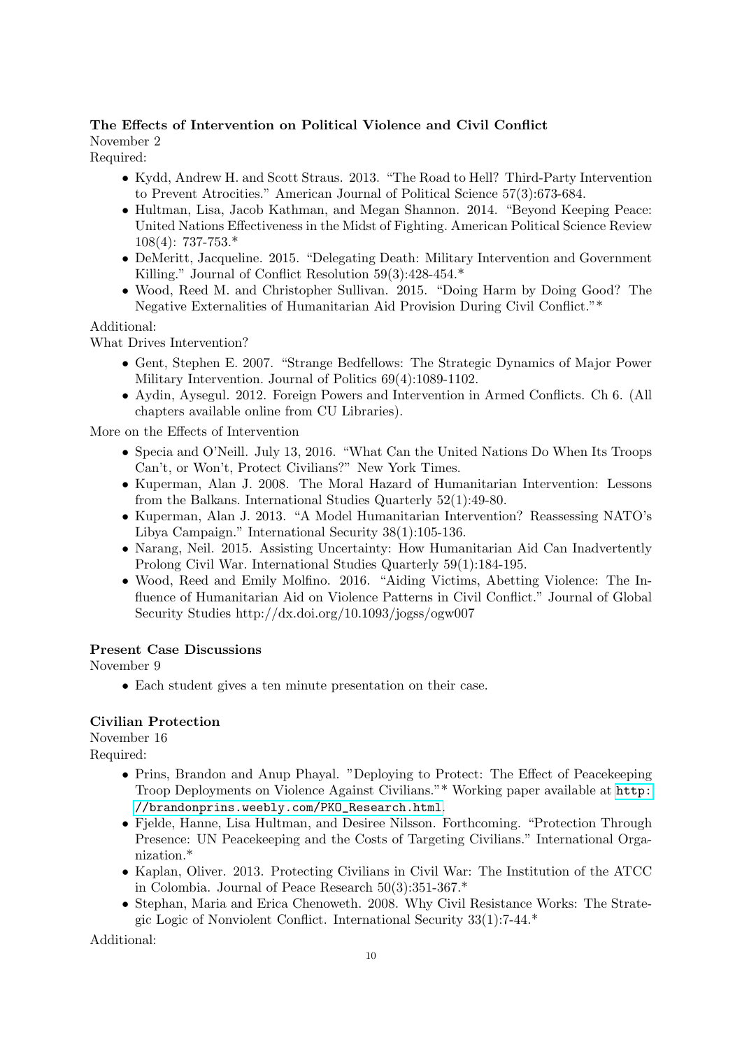**The Effects of Intervention on Political Violence and Civil Conflict**

November 2

Required:

- Kydd, Andrew H. and Scott Straus. 2013. "The Road to Hell? Third-Party Intervention to Prevent Atrocities." American Journal of Political Science 57(3):673-684.
- Hultman, Lisa, Jacob Kathman, and Megan Shannon. 2014. "Beyond Keeping Peace: United Nations Effectiveness in the Midst of Fighting. American Political Science Review 108(4): 737-753.*
- DeMeritt, Jacqueline. 2015. "Delegating Death: Military Intervention and Government Killing." Journal of Conflict Resolution 59(3):428-454.*
- Wood, Reed M. and Christopher Sullivan. 2015. "Doing Harm by Doing Good? The Negative Externalities of Humanitarian Aid Provision During Civil Conflict."*

Additional:

What Drives Intervention?

- Gent, Stephen E. 2007. "Strange Bedfellows: The Strategic Dynamics of Major Power Military Intervention. Journal of Politics 69(4):1089-1102.
- Aydin, Aysegul. 2012. Foreign Powers and Intervention in Armed Conflicts. Ch 6. (All chapters available online from CU Libraries).

More on the Effects of Intervention

- Specia and O'Neill. July 13, 2016. "What Can the United Nations Do When Its Troops Can't, or Won't, Protect Civilians?" New York Times.
- Kuperman, Alan J. 2008. The Moral Hazard of Humanitarian Intervention: Lessons from the Balkans. International Studies Quarterly 52(1):49-80.
- Kuperman, Alan J. 2013. "A Model Humanitarian Intervention? Reassessing NATO's Libya Campaign." International Security 38(1):105-136.
- Narang, Neil. 2015. Assisting Uncertainty: How Humanitarian Aid Can Inadvertently Prolong Civil War. International Studies Quarterly 59(1):184-195.
- Wood, Reed and Emily Molfino. 2016. "Aiding Victims, Abetting Violence: The Influence of Humanitarian Aid on Violence Patterns in Civil Conflict." Journal of Global Security Studies http://dx.doi.org/10.1093/jogss/ogw007

**Present Case Discussions**

November 9

- Each student gives a ten minute presentation on their case.

**Civilian Protection**

November 16

Required:

- Prins, Brandon and Anup Phayal. "Deploying to Protect: The Effect of Peacekeeping Troop Deployments on Violence Against Civilians."* Working paper available at http://brandonprins.weebly.com/PKO_Research.html.
- Fjelde, Hanne, Lisa Hultman, and Desiree Nilsson. Forthcoming. "Protection Through Presence: UN Peacekeeping and the Costs of Targeting Civilians." International Organization.*
- Kaplan, Oliver. 2013. Protecting Civilians in Civil War: The Institution of the ATCC in Colombia. Journal of Peace Research 50(3):351-367.*
- Stephan, Maria and Erica Chenoweth. 2008. Why Civil Resistance Works: The Strategic Logic of Nonviolent Conflict. International Security 33(1):7-44.*

Additional: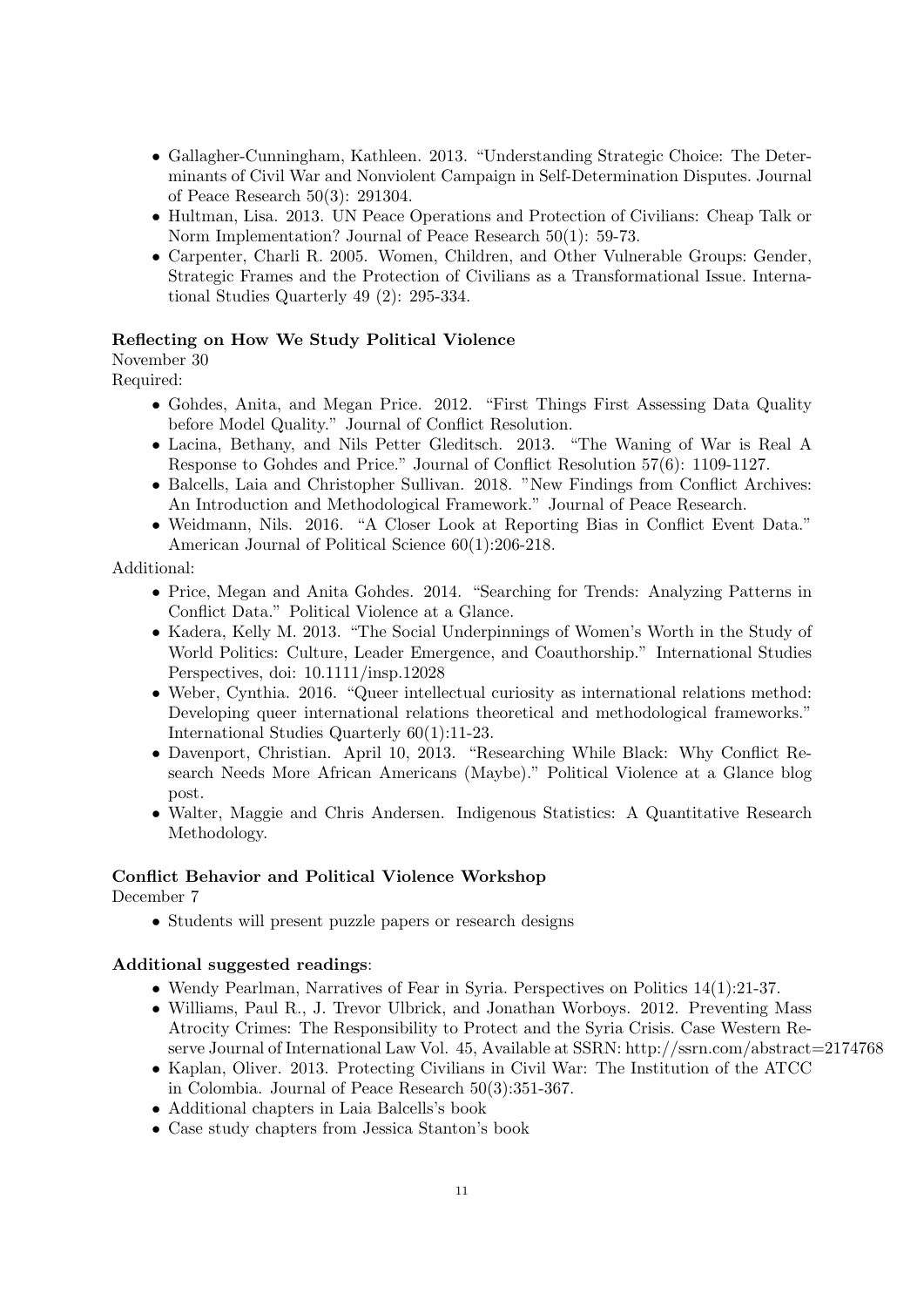- Gallagher-Cunningham, Kathleen. 2013. "Understanding Strategic Choice: The Determinants of Civil War and Nonviolent Campaign in Self-Determination Disputes. Journal of Peace Research 50(3): 291304.
- Hultman, Lisa. 2013. UN Peace Operations and Protection of Civilians: Cheap Talk or Norm Implementation? Journal of Peace Research 50(1): 59-73.
- Carpenter, Charli R. 2005. Women, Children, and Other Vulnerable Groups: Gender, Strategic Frames and the Protection of Civilians as a Transformational Issue. International Studies Quarterly 49 (2): 295-334.

**Reflecting on How We Study Political Violence**

November 30

Required:

- Gohdes, Anita, and Megan Price. 2012. "First Things First Assessing Data Quality before Model Quality." Journal of Conflict Resolution.
- Lacina, Bethany, and Nils Petter Gleditsch. 2013. "The Waning of War is Real A Response to Gohdes and Price." Journal of Conflict Resolution 57(6): 1109-1127.
- Balcells, Laia and Christopher Sullivan. 2018. "New Findings from Conflict Archives: An Introduction and Methodological Framework." Journal of Peace Research.
- Weidmann, Nils. 2016. "A Closer Look at Reporting Bias in Conflict Event Data." American Journal of Political Science 60(1):206-218.

Additional:

- Price, Megan and Anita Gohdes. 2014. "Searching for Trends: Analyzing Patterns in Conflict Data." Political Violence at a Glance.
- Kadera, Kelly M. 2013. "The Social Underpinnings of Women's Worth in the Study of World Politics: Culture, Leader Emergence, and Coauthorship." International Studies Perspectives, doi: 10.1111/insp.12028
- Weber, Cynthia. 2016. "Queer intellectual curiosity as international relations method: Developing queer international relations theoretical and methodological frameworks." International Studies Quarterly 60(1):11-23.
- Davenport, Christian. April 10, 2013. "Researching While Black: Why Conflict Research Needs More African Americans (Maybe)." Political Violence at a Glance blog post.
- Walter, Maggie and Chris Andersen. Indigenous Statistics: A Quantitative Research Methodology.

**Conflict Behavior and Political Violence Workshop**

December 7

- Students will present puzzle papers or research designs

**Additional suggested readings**:

- Wendy Pearlman, Narratives of Fear in Syria. Perspectives on Politics 14(1):21-37.
- Williams, Paul R., J. Trevor Ulbrick, and Jonathan Worboys. 2012. Preventing Mass Atrocity Crimes: The Responsibility to Protect and the Syria Crisis. Case Western Reserve Journal of International Law Vol. 45, Available at SSRN: http://ssrn.com/abstract=2174768
- Kaplan, Oliver. 2013. Protecting Civilians in Civil War: The Institution of the ATCC in Colombia. Journal of Peace Research 50(3):351-367.
- Additional chapters in Laia Balcells's book
- Case study chapters from Jessica Stanton's book